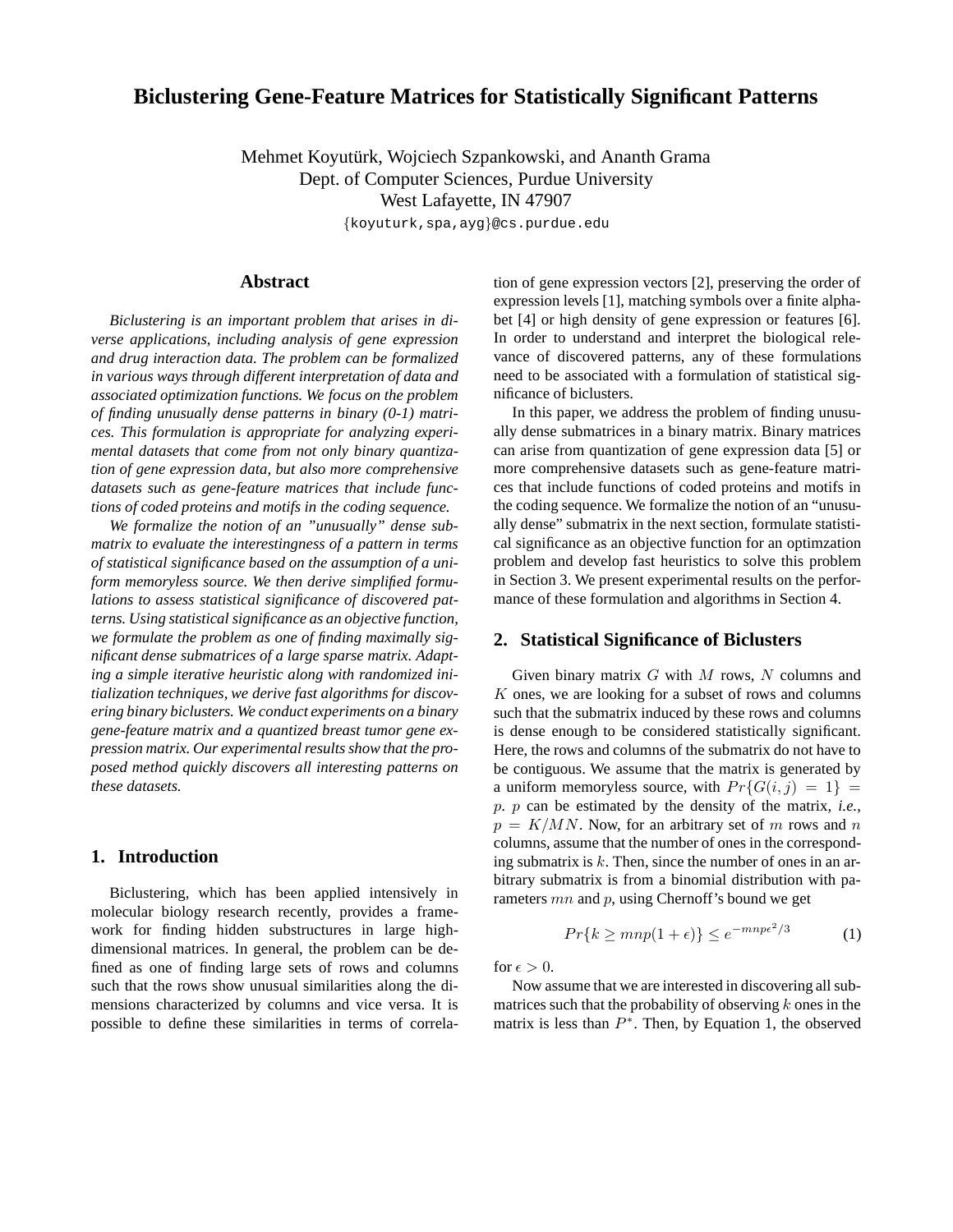# Biclustering Gene-Feature Matrices for Statistically Significant Patterns

Mehmet Koyutürk, Wojciech Szpankowski, and Ananth Grama
Dept. of Computer Sciences, Purdue University
West Lafayette, IN 47907
{koyuturk,spa,ayg}@cs.purdue.edu

## Abstract

*Biclustering is an important problem that arises in diverse applications, including analysis of gene expression and drug interaction data. The problem can be formalized in various ways through different interpretation of data and associated optimization functions. We focus on the problem of finding unusually dense patterns in binary (0-1) matrices. This formulation is appropriate for analyzing experimental datasets that come from not only binary quantization of gene expression data, but also more comprehensive datasets such as gene-feature matrices that include functions of coded proteins and motifs in the coding sequence.*

*We formalize the notion of an "unusually" dense submatrix to evaluate the interestingness of a pattern in terms of statistical significance based on the assumption of a uniform memoryless source. We then derive simplified formulations to assess statistical significance of discovered patterns. Using statistical significance as an objective function, we formulate the problem as one of finding maximally significant dense submatrices of a large sparse matrix. Adapting a simple iterative heuristic along with randomized initialization techniques, we derive fast algorithms for discovering binary biclusters. We conduct experiments on a binary gene-feature matrix and a quantized breast tumor gene expression matrix. Our experimental results show that the proposed method quickly discovers all interesting patterns on these datasets.*

## 1. Introduction

Biclustering, which has been applied intensively in molecular biology research recently, provides a framework for finding hidden substructures in large high-dimensional matrices. In general, the problem can be defined as one of finding large sets of rows and columns such that the rows show unusual similarities along the dimensions characterized by columns and vice versa. It is possible to define these similarities in terms of correlation of gene expression vectors [2], preserving the order of expression levels [1], matching symbols over a finite alphabet [4] or high density of gene expression or features [6]. In order to understand and interpret the biological relevance of discovered patterns, any of these formulations need to be associated with a formulation of statistical significance of biclusters.

In this paper, we address the problem of finding unusually dense submatrices in a binary matrix. Binary matrices can arise from quantization of gene expression data [5] or more comprehensive datasets such as gene-feature matrices that include functions of coded proteins and motifs in the coding sequence. We formalize the notion of an "unusually dense" submatrix in the next section, formulate statistical significance as an objective function for an optimzation problem and develop fast heuristics to solve this problem in Section 3. We present experimental results on the performance of these formulation and algorithms in Section 4.

## 2. Statistical Significance of Biclusters

Given binary matrix $G$ with $M$ rows, $N$ columns and $K$ ones, we are looking for a subset of rows and columns such that the submatrix induced by these rows and columns is dense enough to be considered statistically significant. Here, the rows and columns of the submatrix do not have to be contiguous. We assume that the matrix is generated by a uniform memoryless source, with $Pr\{G(i,j) = 1\} = p$. $p$ can be estimated by the density of the matrix, *i.e.*, $p = K/MN$. Now, for an arbitrary set of $m$ rows and $n$ columns, assume that the number of ones in the corresponding submatrix is $k$. Then, since the number of ones in an arbitrary submatrix is from a binomial distribution with parameters $mn$ and $p$, using Chernoff's bound we get

$$Pr\{k \geq mnp(1+\epsilon)\} \leq e^{-mnp\epsilon^2/3} \tag{1}$$

for $\epsilon > 0$.

Now assume that we are interested in discovering all submatrices such that the probability of observing $k$ ones in the matrix is less than $P^*$. Then, by Equation 1, the observed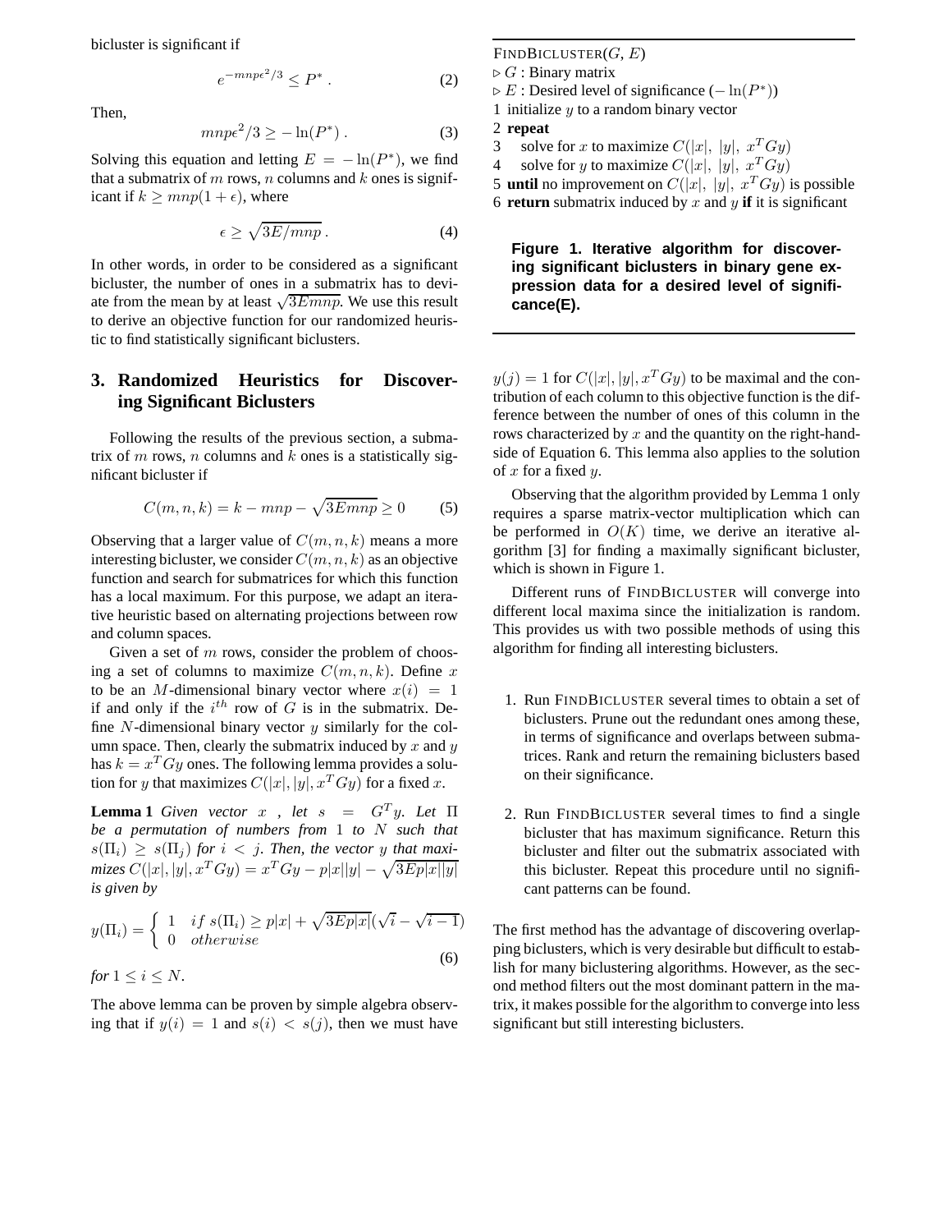bicluster is significant if

$$e^{-mnp\epsilon^2/3} \leq P^* \,. \tag{2}$$

Then,

$$mnp\epsilon^2/3 \geq -\ln(P^*) \,. \tag{3}$$

Solving this equation and letting $E = -\ln(P^*)$, we find that a submatrix of $m$ rows, $n$ columns and $k$ ones is significant if $k \geq mnp(1+\epsilon)$, where

$$\epsilon \geq \sqrt{3E/mnp} \,. \tag{4}$$

In other words, in order to be considered as a significant bicluster, the number of ones in a submatrix has to deviate from the mean by at least $\sqrt{3Emnp}$. We use this result to derive an objective function for our randomized heuristic to find statistically significant biclusters.

## 3. Randomized Heuristics for Discovering Significant Biclusters

Following the results of the previous section, a submatrix of $m$ rows, $n$ columns and $k$ ones is a statistically significant bicluster if

$$C(m,n,k) = k - mnp - \sqrt{3Emnp} \geq 0 \tag{5}$$

Observing that a larger value of $C(m,n,k)$ means a more interesting bicluster, we consider $C(m,n,k)$ as an objective function and search for submatrices for which this function has a local maximum. For this purpose, we adapt an iterative heuristic based on alternating projections between row and column spaces.

Given a set of $m$ rows, consider the problem of choosing a set of columns to maximize $C(m,n,k)$. Define $x$ to be an $M$-dimensional binary vector where $x(i) = 1$ if and only if the $i^{th}$ row of $G$ is in the submatrix. Define $N$-dimensional binary vector $y$ similarly for the column space. Then, clearly the submatrix induced by $x$ and $y$ has $k = x^T Gy$ ones. The following lemma provides a solution for $y$ that maximizes $C(|x|,|y|,x^T Gy)$ for a fixed $x$.

**Lemma 1** *Given vector $x$ , let $s = G^T y$. Let $\Pi$ be a permutation of numbers from 1 to $N$ such that $s(\Pi_i) \geq s(\Pi_j)$ for $i < j$. Then, the vector $y$ that maximizes $C(|x|,|y|,x^T Gy) = x^T Gy - p|x||y| - \sqrt{3Ep|x||y|}$ is given by*

$$y(\Pi_i) = \begin{cases} 1 & if\ s(\Pi_i) \geq p|x| + \sqrt{3Ep|x|}(\sqrt{i} - \sqrt{i-1}) \\ 0 & otherwise \end{cases} \tag{6}$$

*for $1 \leq i \leq N$.*

The above lemma can be proven by simple algebra observing that if $y(i) = 1$ and $s(i) < s(j)$, then we must have $y(j) = 1$ for $C(|x|,|y|,x^T Gy)$ to be maximal and the contribution of each column to this objective function is the difference between the number of ones of this column in the rows characterized by $x$ and the quantity on the right-hand-side of Equation 6. This lemma also applies to the solution of $x$ for a fixed $y$.

Observing that the algorithm provided by Lemma 1 only requires a sparse matrix-vector multiplication which can be performed in $O(K)$ time, we derive an iterative algorithm [3] for finding a maximally significant bicluster, which is shown in Figure 1.

```
FINDBICLUSTER(G, E)
▷ G : Binary matrix
▷ E : Desired level of significance (−ln(P*))
1 initialize y to a random binary vector
2 repeat
3     solve for x to maximize C(|x|, |y|, x^T Gy)
4     solve for y to maximize C(|x|, |y|, x^T Gy)
5 until no improvement on C(|x|, |y|, x^T Gy) is possible
6 return submatrix induced by x and y if it is significant
```

**Figure 1. Iterative algorithm for discovering significant biclusters in binary gene expression data for a desired level of significance(E).**

Different runs of FINDBICLUSTER will converge into different local maxima since the initialization is random. This provides us with two possible methods of using this algorithm for finding all interesting biclusters.

1. Run FINDBICLUSTER several times to obtain a set of biclusters. Prune out the redundant ones among these, in terms of significance and overlaps between submatrices. Rank and return the remaining biclusters based on their significance.

2. Run FINDBICLUSTER several times to find a single bicluster that has maximum significance. Return this bicluster and filter out the submatrix associated with this bicluster. Repeat this procedure until no significant patterns can be found.

The first method has the advantage of discovering overlapping biclusters, which is very desirable but difficult to establish for many biclustering algorithms. However, as the second method filters out the most dominant pattern in the matrix, it makes possible for the algorithm to converge into less significant but still interesting biclusters.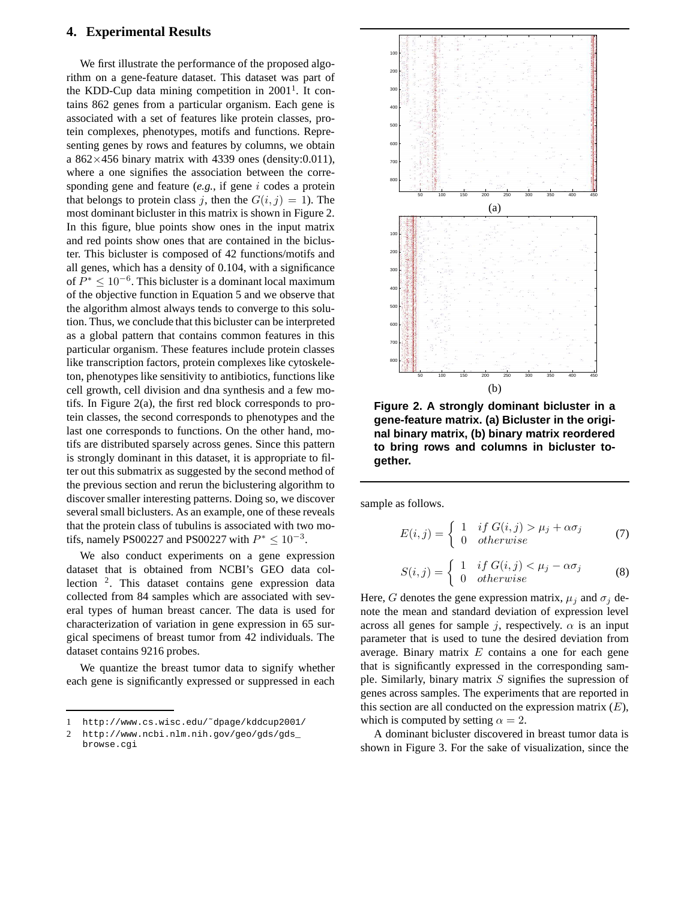## 4. Experimental Results

We first illustrate the performance of the proposed algorithm on a gene-feature dataset. This dataset was part of the KDD-Cup data mining competition in 2001[1]. It contains 862 genes from a particular organism. Each gene is associated with a set of features like protein classes, protein complexes, phenotypes, motifs and functions. Representing genes by rows and features by columns, we obtain a 862×456 binary matrix with 4339 ones (density:0.011), where a one signifies the association between the corresponding gene and feature (*e.g.*, if gene $i$ codes a protein that belongs to protein class $j$, then the $G(i,j) = 1$). The most dominant bicluster in this matrix is shown in Figure 2. In this figure, blue points show ones in the input matrix and red points show ones that are contained in the bicluster. This bicluster is composed of 42 functions/motifs and all genes, which has a density of 0.104, with a significance of $P^* \leq 10^{-6}$. This bicluster is a dominant local maximum of the objective function in Equation 5 and we observe that the algorithm almost always tends to converge to this solution. Thus, we conclude that this bicluster can be interpreted as a global pattern that contains common features in this particular organism. These features include protein classes like transcription factors, protein complexes like cytoskeleton, phenotypes like sensitivity to antibiotics, functions like cell growth, cell division and dna synthesis and a few motifs. In Figure 2(a), the first red block corresponds to protein classes, the second corresponds to phenotypes and the last one corresponds to functions. On the other hand, motifs are distributed sparsely across genes. Since this pattern is strongly dominant in this dataset, it is appropriate to filter out this submatrix as suggested by the second method of the previous section and rerun the biclustering algorithm to discover smaller interesting patterns. Doing so, we discover several small biclusters. As an example, one of these reveals that the protein class of tubulins is associated with two motifs, namely PS00227 and PS00227 with $P^* \leq 10^{-3}$.

We also conduct experiments on a gene expression dataset that is obtained from NCBI's GEO data collection [2]. This dataset contains gene expression data collected from 84 samples which are associated with several types of human breast cancer. The data is used for characterization of variation in gene expression in 65 surgical specimens of breast tumor from 42 individuals. The dataset contains 9216 probes.

We quantize the breast tumor data to signify whether each gene is significantly expressed or suppressed in each sample as follows.

**Figure 2. A strongly dominant bicluster in a gene-feature matrix. (a) Bicluster in the original binary matrix, (b) binary matrix reordered to bring rows and columns in bicluster together.**

$$E(i,j) = \begin{cases} 1 & if\ G(i,j) > \mu_j + \alpha\sigma_j \\ 0 & otherwise \end{cases} \tag{7}$$

$$S(i,j) = \begin{cases} 1 & if\ G(i,j) < \mu_j - \alpha\sigma_j \\ 0 & otherwise \end{cases} \tag{8}$$

Here, $G$ denotes the gene expression matrix, $\mu_j$ and $\sigma_j$ denote the mean and standard deviation of expression level across all genes for sample $j$, respectively. $\alpha$ is an input parameter that is used to tune the desired deviation from average. Binary matrix $E$ contains a one for each gene that is significantly expressed in the corresponding sample. Similarly, binary matrix $S$ signifies the supression of genes across samples. The experiments that are reported in this section are all conducted on the expression matrix ($E$), which is computed by setting $\alpha = 2$.

A dominant bicluster discovered in breast tumor data is shown in Figure 3. For the sake of visualization, since the

---

1 http://www.cs.wisc.edu/~dpage/kddcup2001/

2 http://www.ncbi.nlm.nih.gov/geo/gds/gds_browse.cgi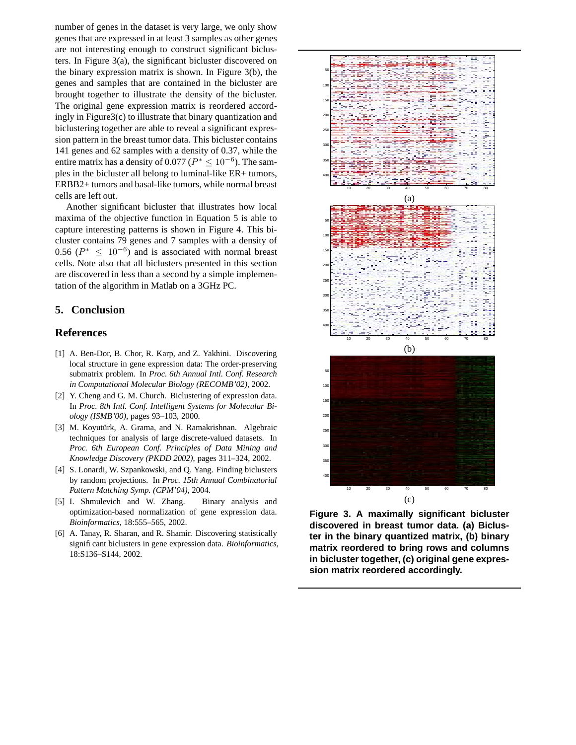number of genes in the dataset is very large, we only show genes that are expressed in at least 3 samples as other genes are not interesting enough to construct significant biclusters. In Figure 3(a), the significant bicluster discovered on the binary expression matrix is shown. In Figure 3(b), the genes and samples that are contained in the bicluster are brought together to illustrate the density of the bicluster. The original gene expression matrix is reordered accordingly in Figure3(c) to illustrate that binary quantization and biclustering together are able to reveal a significant expression pattern in the breast tumor data. This bicluster contains 141 genes and 62 samples with a density of 0.37, while the entire matrix has a density of 0.077 ($P^* \leq 10^{-6}$). The samples in the bicluster all belong to luminal-like ER+ tumors, ERBB2+ tumors and basal-like tumors, while normal breast cells are left out.

Another significant bicluster that illustrates how local maxima of the objective function in Equation 5 is able to capture interesting patterns is shown in Figure 4. This bicluster contains 79 genes and 7 samples with a density of 0.56 ($P^* \leq 10^{-6}$) and is associated with normal breast cells. Note also that all biclusters presented in this section are discovered in less than a second by a simple implementation of the algorithm in Matlab on a 3GHz PC.

**Figure 3. A maximally significant bicluster discovered in breast tumor data. (a) Bicluster in the binary quantized matrix, (b) binary matrix reordered to bring rows and columns in bicluster together, (c) original gene expression matrix reordered accordingly.**

## 5. Conclusion

## References

[1] A. Ben-Dor, B. Chor, R. Karp, and Z. Yakhini. Discovering local structure in gene expression data: The order-preserving submatrix problem. In *Proc. 6th Annual Intl. Conf. Research in Computational Molecular Biology (RECOMB'02)*, 2002.

[2] Y. Cheng and G. M. Church. Biclustering of expression data. In *Proc. 8th Intl. Conf. Intelligent Systems for Molecular Biology (ISMB'00)*, pages 93–103, 2000.

[3] M. Koyutürk, A. Grama, and N. Ramakrishnan. Algebraic techniques for analysis of large discrete-valued datasets. In *Proc. 6th European Conf. Principles of Data Mining and Knowledge Discovery (PKDD 2002)*, pages 311–324, 2002.

[4] S. Lonardi, W. Szpankowski, and Q. Yang. Finding biclusters by random projections. In *Proc. 15th Annual Combinatorial Pattern Matching Symp. (CPM'04)*, 2004.

[5] I. Shmulevich and W. Zhang. Binary analysis and optimization-based normalization of gene expression data. *Bioinformatics*, 18:555–565, 2002.

[6] A. Tanay, R. Sharan, and R. Shamir. Discovering statistically significant biclusters in gene expression data. *Bioinformatics*, 18:S136–S144, 2002.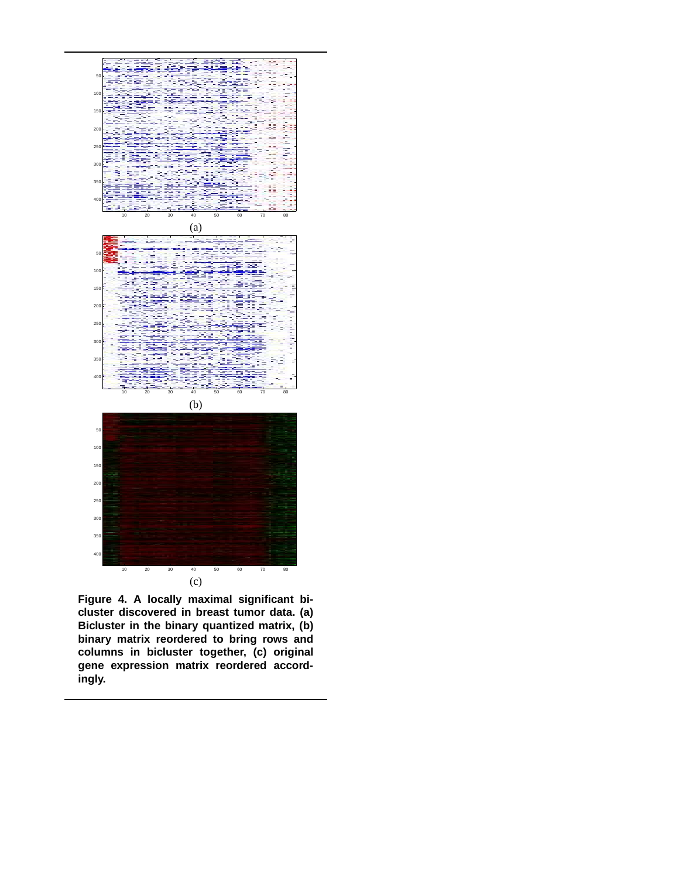50
100
150
200
250
300
350
400
10 20 30 40 50 60 70 80

(a)

50
100
150
200
250
300
350
400
10 20 30 40 50 60 70 80

(b)

50
100
150
200
250
300
350
400
10 20 30 40 50 60 70 80

(c)

**Figure 4. A locally maximal significant bicluster discovered in breast tumor data. (a) Bicluster in the binary quantized matrix, (b) binary matrix reordered to bring rows and columns in bicluster together, (c) original gene expression matrix reordered accordingly.**